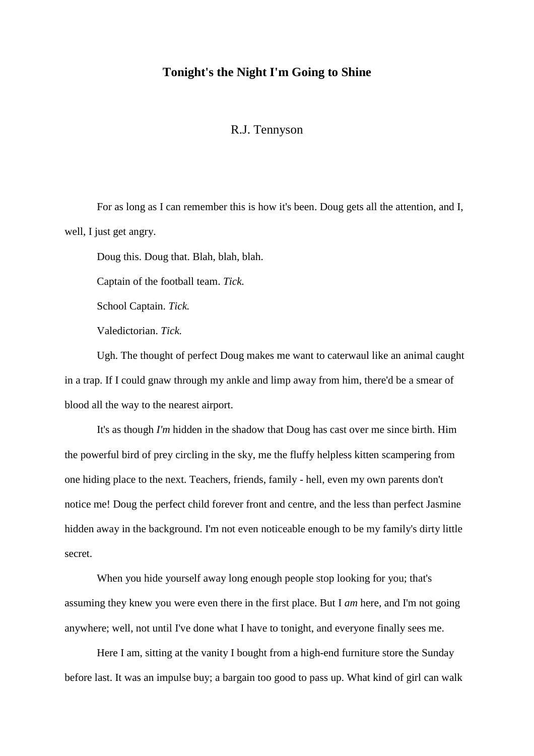# Tonight's the Night I'm Going to Shine

R.J. Tennyson

For as long as I can remember this is how it's been. Doug gets all the attention, and I, well, I just get angry.

Doug this. Doug that. Blah, blah, blah.

Captain of the football team. *Tick.*

School Captain. *Tick.*

Valedictorian. *Tick.*

Ugh. The thought of perfect Doug makes me want to caterwaul like an animal caught in a trap. If I could gnaw through my ankle and limp away from him, there'd be a smear of blood all the way to the nearest airport.

It's as though *I'm* hidden in the shadow that Doug has cast over me since birth. Him the powerful bird of prey circling in the sky, me the fluffy helpless kitten scampering from one hiding place to the next. Teachers, friends, family - hell, even my own parents don't notice me! Doug the perfect child forever front and centre, and the less than perfect Jasmine hidden away in the background. I'm not even noticeable enough to be my family's dirty little secret.

When you hide yourself away long enough people stop looking for you; that's assuming they knew you were even there in the first place. But I *am* here, and I'm not going anywhere; well, not until I've done what I have to tonight, and everyone finally sees me.

Here I am, sitting at the vanity I bought from a high-end furniture store the Sunday before last. It was an impulse buy; a bargain too good to pass up. What kind of girl can walk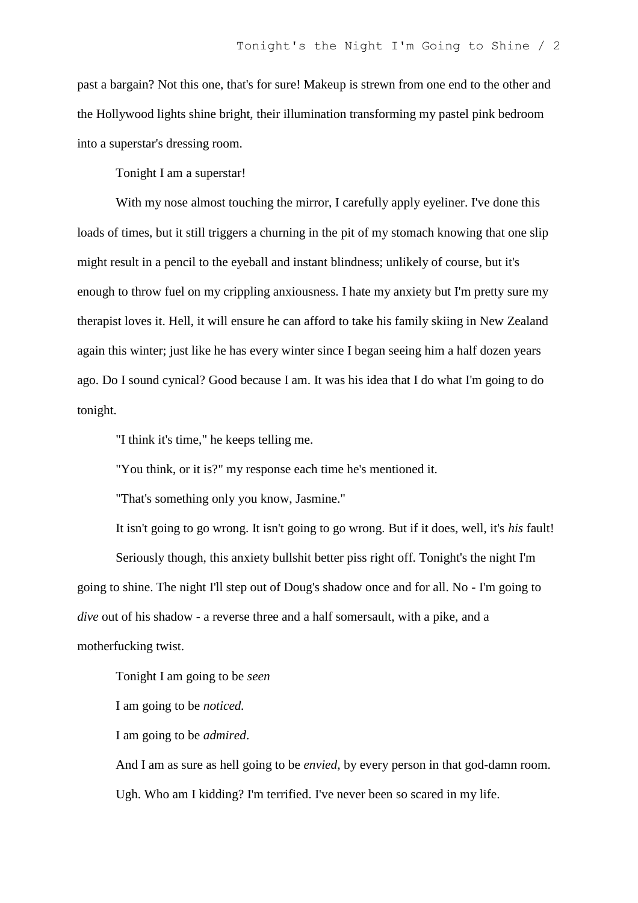past a bargain? Not this one, that's for sure! Makeup is strewn from one end to the other and the Hollywood lights shine bright, their illumination transforming my pastel pink bedroom into a superstar's dressing room.

Tonight I am a superstar!

With my nose almost touching the mirror, I carefully apply eyeliner. I've done this loads of times, but it still triggers a churning in the pit of my stomach knowing that one slip might result in a pencil to the eyeball and instant blindness; unlikely of course, but it's enough to throw fuel on my crippling anxiousness. I hate my anxiety but I'm pretty sure my therapist loves it. Hell, it will ensure he can afford to take his family skiing in New Zealand again this winter; just like he has every winter since I began seeing him a half dozen years ago. Do I sound cynical? Good because I am. It was his idea that I do what I'm going to do tonight.

"I think it's time," he keeps telling me.

"You think, or it is?" my response each time he's mentioned it.

"That's something only you know, Jasmine."

It isn't going to go wrong. It isn't going to go wrong. But if it does, well, it's *his* fault!

Seriously though, this anxiety bullshit better piss right off. Tonight's the night I'm going to shine. The night I'll step out of Doug's shadow once and for all. No - I'm going to *dive* out of his shadow - a reverse three and a half somersault, with a pike, and a motherfucking twist.

Tonight I am going to be *seen*

I am going to be *noticed.*

I am going to be *admired*.

And I am as sure as hell going to be *envied,* by every person in that god-damn room.

Ugh. Who am I kidding? I'm terrified. I've never been so scared in my life.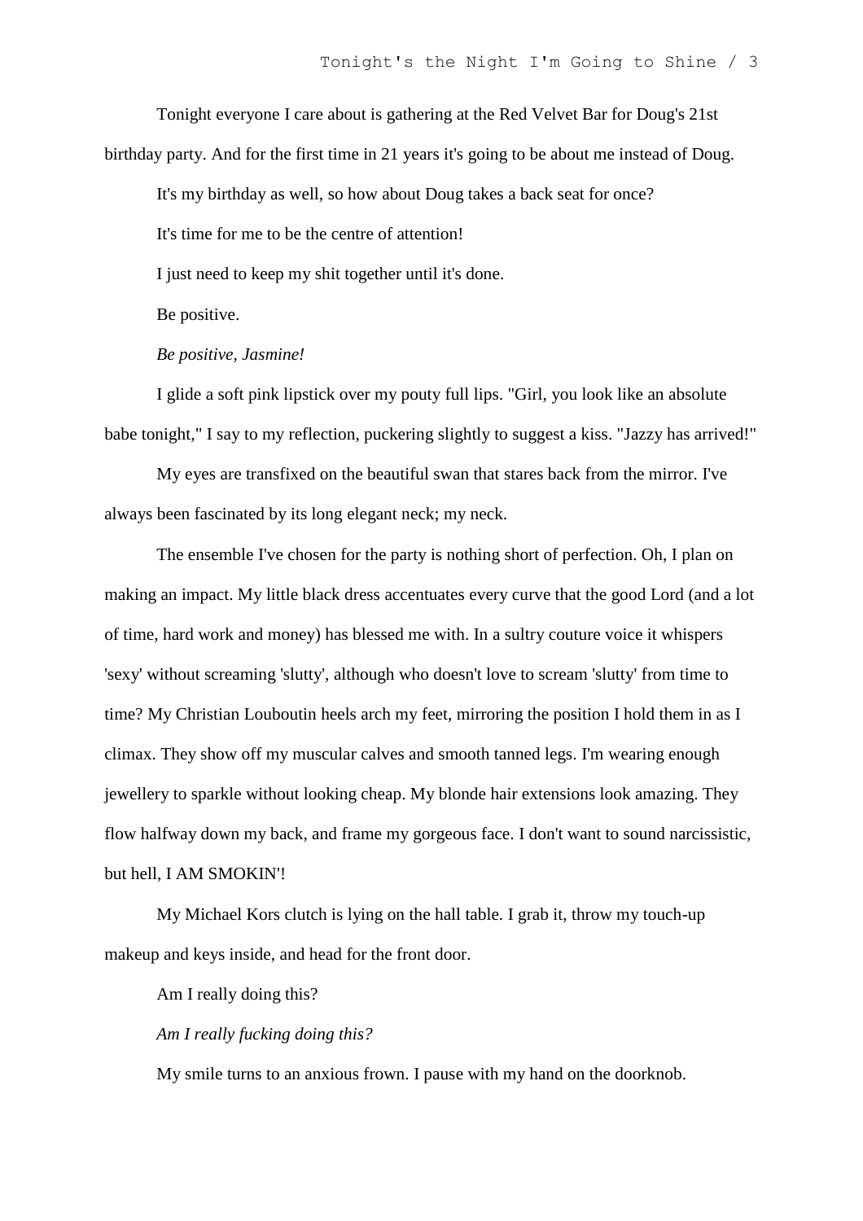Tonight everyone I care about is gathering at the Red Velvet Bar for Doug's 21st birthday party. And for the first time in 21 years it's going to be about me instead of Doug.

It's my birthday as well, so how about Doug takes a back seat for once?

It's time for me to be the centre of attention!

I just need to keep my shit together until it's done.

Be positive.

*Be positive, Jasmine!*

I glide a soft pink lipstick over my pouty full lips. "Girl, you look like an absolute babe tonight," I say to my reflection, puckering slightly to suggest a kiss. "Jazzy has arrived!"

My eyes are transfixed on the beautiful swan that stares back from the mirror. I've always been fascinated by its long elegant neck; my neck.

The ensemble I've chosen for the party is nothing short of perfection. Oh, I plan on making an impact. My little black dress accentuates every curve that the good Lord (and a lot of time, hard work and money) has blessed me with. In a sultry couture voice it whispers 'sexy' without screaming 'slutty', although who doesn't love to scream 'slutty' from time to time? My Christian Louboutin heels arch my feet, mirroring the position I hold them in as I climax. They show off my muscular calves and smooth tanned legs. I'm wearing enough jewellery to sparkle without looking cheap. My blonde hair extensions look amazing. They flow halfway down my back, and frame my gorgeous face. I don't want to sound narcissistic, but hell, I AM SMOKIN'!

My Michael Kors clutch is lying on the hall table. I grab it, throw my touch-up makeup and keys inside, and head for the front door.

Am I really doing this?

*Am I really fucking doing this?*

My smile turns to an anxious frown. I pause with my hand on the doorknob.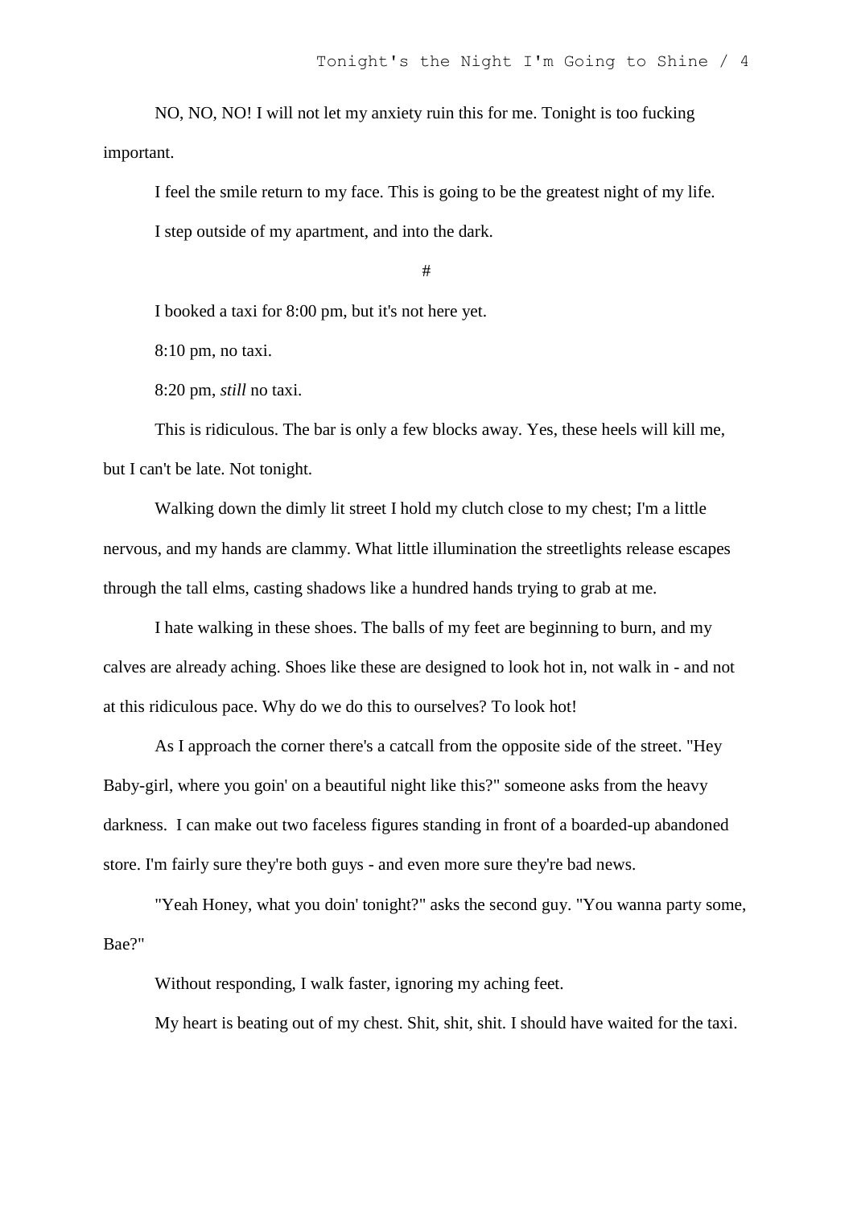NO, NO, NO! I will not let my anxiety ruin this for me. Tonight is too fucking important.

I feel the smile return to my face. This is going to be the greatest night of my life.

I step outside of my apartment, and into the dark.

#

I booked a taxi for 8:00 pm, but it's not here yet.

8:10 pm, no taxi.

8:20 pm, *still* no taxi.

This is ridiculous. The bar is only a few blocks away. Yes, these heels will kill me, but I can't be late. Not tonight.

Walking down the dimly lit street I hold my clutch close to my chest; I'm a little nervous, and my hands are clammy. What little illumination the streetlights release escapes through the tall elms, casting shadows like a hundred hands trying to grab at me.

I hate walking in these shoes. The balls of my feet are beginning to burn, and my calves are already aching. Shoes like these are designed to look hot in, not walk in - and not at this ridiculous pace. Why do we do this to ourselves? To look hot!

As I approach the corner there's a catcall from the opposite side of the street. "Hey Baby-girl, where you goin' on a beautiful night like this?" someone asks from the heavy darkness. I can make out two faceless figures standing in front of a boarded-up abandoned store. I'm fairly sure they're both guys - and even more sure they're bad news.

"Yeah Honey, what you doin' tonight?" asks the second guy. "You wanna party some, Bae?"

Without responding, I walk faster, ignoring my aching feet.

My heart is beating out of my chest. Shit, shit, shit. I should have waited for the taxi.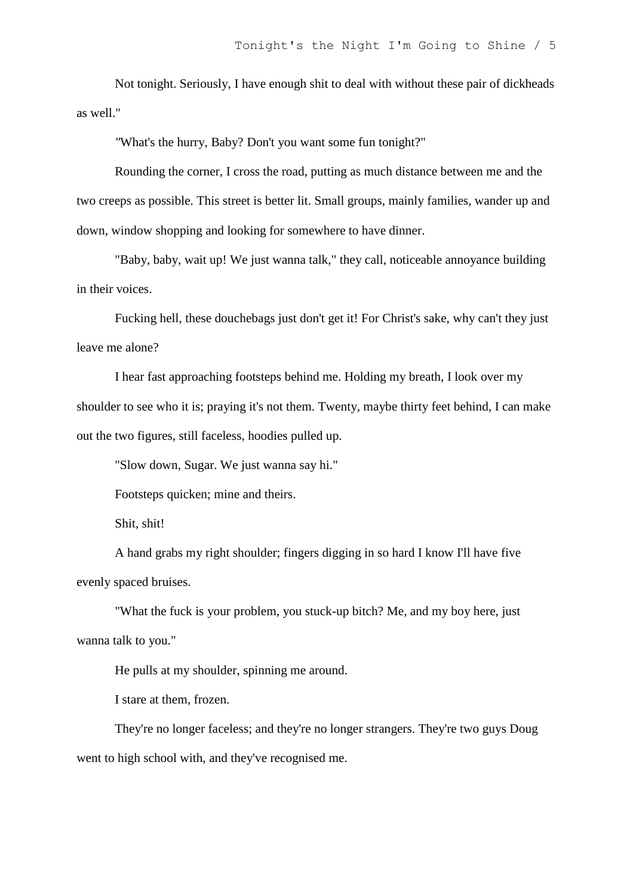Not tonight. Seriously, I have enough shit to deal with without these pair of dickheads as well."

"What's the hurry, Baby? Don't you want some fun tonight?"

Rounding the corner, I cross the road, putting as much distance between me and the two creeps as possible. This street is better lit. Small groups, mainly families, wander up and down, window shopping and looking for somewhere to have dinner.

"Baby, baby, wait up! We just wanna talk," they call, noticeable annoyance building in their voices.

Fucking hell, these douchebags just don't get it! For Christ's sake, why can't they just leave me alone?

I hear fast approaching footsteps behind me. Holding my breath, I look over my shoulder to see who it is; praying it's not them. Twenty, maybe thirty feet behind, I can make out the two figures, still faceless, hoodies pulled up.

"Slow down, Sugar. We just wanna say hi."

Footsteps quicken; mine and theirs.

Shit, shit!

A hand grabs my right shoulder; fingers digging in so hard I know I'll have five evenly spaced bruises.

"What the fuck is your problem, you stuck-up bitch? Me, and my boy here, just wanna talk to you."

He pulls at my shoulder, spinning me around.

I stare at them, frozen.

They're no longer faceless; and they're no longer strangers. They're two guys Doug went to high school with, and they've recognised me.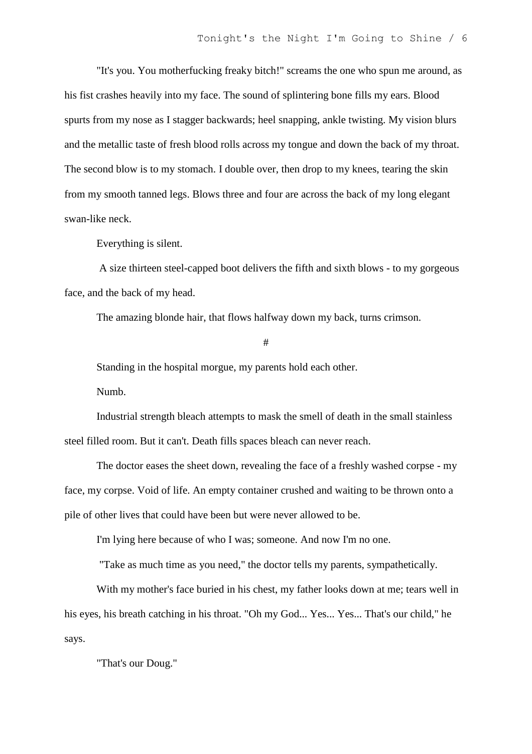"It's you. You motherfucking freaky bitch!" screams the one who spun me around, as his fist crashes heavily into my face. The sound of splintering bone fills my ears. Blood spurts from my nose as I stagger backwards; heel snapping, ankle twisting. My vision blurs and the metallic taste of fresh blood rolls across my tongue and down the back of my throat. The second blow is to my stomach. I double over, then drop to my knees, tearing the skin from my smooth tanned legs. Blows three and four are across the back of my long elegant swan-like neck.

Everything is silent.

A size thirteen steel-capped boot delivers the fifth and sixth blows - to my gorgeous face, and the back of my head.

The amazing blonde hair, that flows halfway down my back, turns crimson.

#

Standing in the hospital morgue, my parents hold each other.

Numb.

Industrial strength bleach attempts to mask the smell of death in the small stainless steel filled room. But it can't. Death fills spaces bleach can never reach.

The doctor eases the sheet down, revealing the face of a freshly washed corpse - my face, my corpse. Void of life. An empty container crushed and waiting to be thrown onto a pile of other lives that could have been but were never allowed to be.

I'm lying here because of who I was; someone. And now I'm no one.

"Take as much time as you need," the doctor tells my parents, sympathetically.

With my mother's face buried in his chest, my father looks down at me; tears well in his eyes, his breath catching in his throat. "Oh my God... Yes... Yes... That's our child," he says.

"That's our Doug."